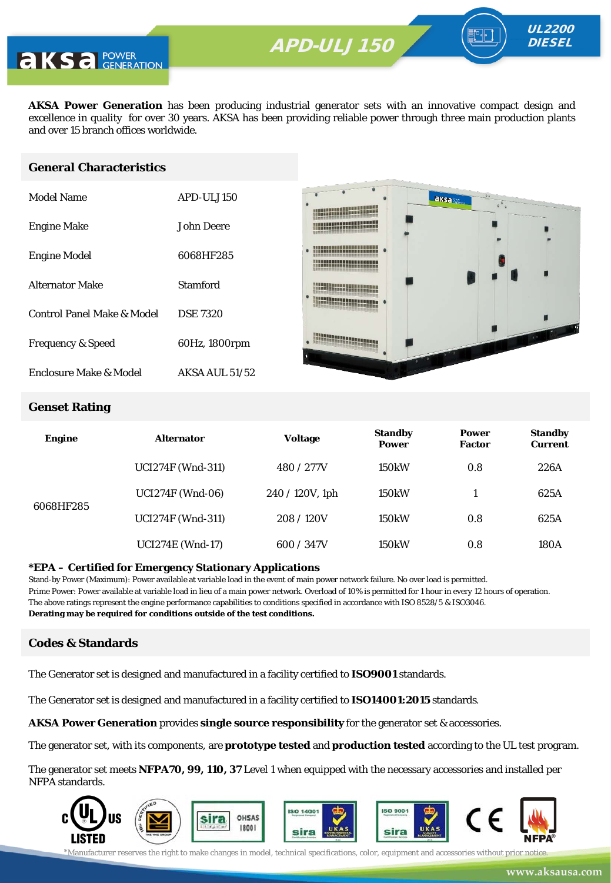# APD-ULJ 150

**UL2200 DIESEL**

**AKSA Power Generation** has been producing industrial generator sets with an innovative compact design and excellence in quality for over 30 years. AKSA has been providing reliable power through three main production plants and over 15 branch offices worldwide.

## General Characteristics

| | |
|---|---|
| Model Name | APD-ULJ 150 |
| Engine Make | John Deere |
| Engine Model | 6068HF285 |
| Alternator Make | Stamford |
| Control Panel Make & Model | DSE 7320 |
| Frequency & Speed | 60Hz, 1800rpm |
| Enclosure Make & Model | AKSA AUL 51/52 |

## Genset Rating

| Engine | Alternator | Voltage | Standby Power | Power Factor | Standby Current |
|---|---|---|---|---|---|
| 6068HF285 | UCI274F (Wnd-311) | 480 / 277V | 150kW | 0.8 | 226A |
| | UCI274F (Wnd-06) | 240 / 120V, 1ph | 150kW | 1 | 625A |
| | UCI274F (Wnd-311) | 208 / 120V | 150kW | 0.8 | 625A |
| | UCI274E (Wnd-17) | 600 / 347V | 150kW | 0.8 | 180A |

**\*EPA – Certified for Emergency Stationary Applications**

Stand-by Power (Maximum): Power available at variable load in the event of main power network failure. No over load is permitted.

Prime Power: Power available at variable load in lieu of a main power network. Overload of 10% is permitted for 1 hour in every 12 hours of operation.

The above ratings represent the engine performance capabilities to conditions specified in accordance with ISO 8528/5 & ISO3046.

**Derating may be required for conditions outside of the test conditions.**

## Codes & Standards

The Generator set is designed and manufactured in a facility certified to **ISO9001** standards.

The Generator set is designed and manufactured in a facility certified to **ISO14001:2015** standards.

**AKSA Power Generation** provides **single source responsibility** for the generator set & accessories.

The generator set, with its components, are **prototype tested** and **production tested** according to the UL test program.

The generator set meets **NFPA70, 99, 110, 37** Level 1 when equipped with the necessary accessories and installed per NFPA standards.

*Manufacturer reserves the right to make changes in model, technical specifications, color, equipment and accessories without prior notice.

www.aksausa.com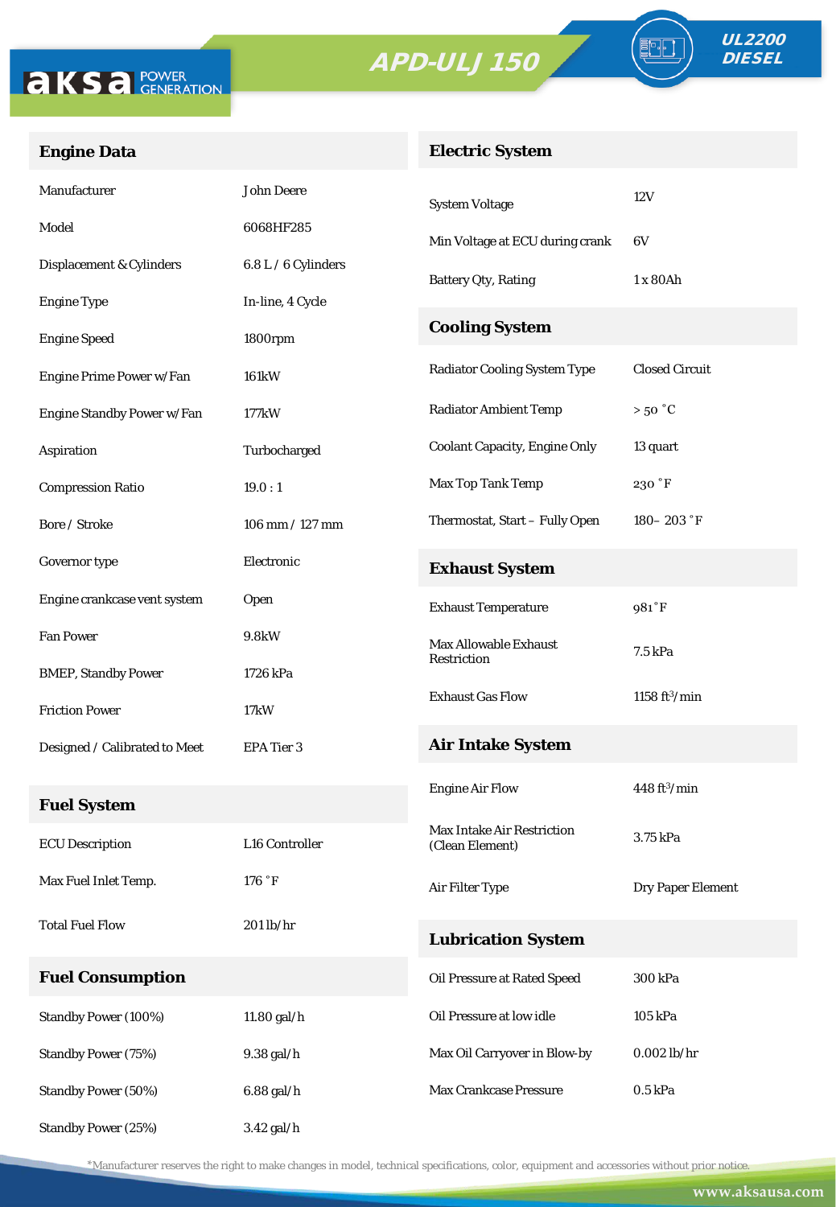APD-ULJ 150

UL2200
DIESEL

## Engine Data

| | |
|---|---|
| Manufacturer | John Deere |
| Model | 6068HF285 |
| Displacement & Cylinders | 6.8 L / 6 Cylinders |
| Engine Type | In-line, 4 Cycle |
| Engine Speed | 1800rpm |
| Engine Prime Power w/Fan | 161kW |
| Engine Standby Power w/Fan | 177kW |
| Aspiration | Turbocharged |
| Compression Ratio | 19.0 : 1 |
| Bore / Stroke | 106 mm / 127 mm |
| Governor type | Electronic |
| Engine crankcase vent system | Open |
| Fan Power | 9.8kW |
| BMEP, Standby Power | 1726 kPa |
| Friction Power | 17kW |
| Designed / Calibrated to Meet | EPA Tier 3 |

## Fuel System

| | |
|---|---|
| ECU Description | L16 Controller |
| Max Fuel Inlet Temp. | 176 ˚F |
| Total Fuel Flow | 201 lb/hr |

## Fuel Consumption

| | |
|---|---|
| Standby Power (100%) | 11.80 gal/h |
| Standby Power (75%) | 9.38 gal/h |
| Standby Power (50%) | 6.88 gal/h |
| Standby Power (25%) | 3.42 gal/h |

## Electric System

| | |
|---|---|
| System Voltage | 12V |
| Min Voltage at ECU during crank | 6V |
| Battery Qty, Rating | 1 x 80Ah |

## Cooling System

| | |
|---|---|
| Radiator Cooling System Type | Closed Circuit |
| Radiator Ambient Temp | > 50 ˚C |
| Coolant Capacity, Engine Only | 13 quart |
| Max Top Tank Temp | 230 ˚F |
| Thermostat, Start – Fully Open | 180– 203 ˚F |

## Exhaust System

| | |
|---|---|
| Exhaust Temperature | 981˚F |
| Max Allowable Exhaust Restriction | 7.5 kPa |
| Exhaust Gas Flow | 1158 $ft^3$/min |

## Air Intake System

| | |
|---|---|
| Engine Air Flow | 448 $ft^3$/min |
| Max Intake Air Restriction (Clean Element) | 3.75 kPa |
| Air Filter Type | Dry Paper Element |

## Lubrication System

| | |
|---|---|
| Oil Pressure at Rated Speed | 300 kPa |
| Oil Pressure at low idle | 105 kPa |
| Max Oil Carryover in Blow-by | 0.002 lb/hr |
| Max Crankcase Pressure | 0.5 kPa |

*Manufacturer reserves the right to make changes in model, technical specifications, color, equipment and accessories without prior notice.

www.aksausa.com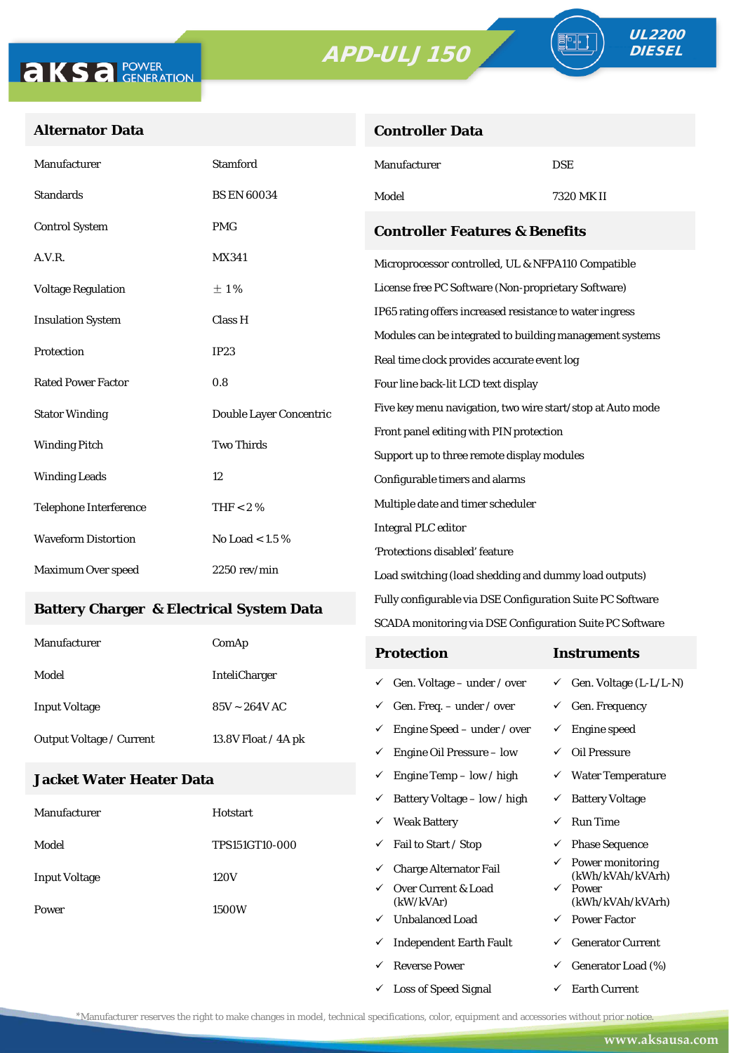aksa POWER GENERATION

APD-ULJ 150

UL2200 DIESEL

## Alternator Data

| | |
|---|---|
| Manufacturer | Stamford |
| Standards | BS EN 60034 |
| Control System | PMG |
| A.V.R. | MX341 |
| Voltage Regulation | ± 1% |
| Insulation System | Class H |
| Protection | IP23 |
| Rated Power Factor | 0.8 |
| Stator Winding | Double Layer Concentric |
| Winding Pitch | Two Thirds |
| Winding Leads | 12 |
| Telephone Interference | THF < 2 % |
| Waveform Distortion | No Load < 1.5 % |
| Maximum Over speed | 2250 rev/min |

## Battery Charger & Electrical System Data

| | |
|---|---|
| Manufacturer | ComAp |
| Model | InteliCharger |
| Input Voltage | 85V ~ 264V AC |
| Output Voltage / Current | 13.8V Float / 4A pk |

## Jacket Water Heater Data

| | |
|---|---|
| Manufacturer | Hotstart |
| Model | TPS151GT10-000 |
| Input Voltage | 120V |
| Power | 1500W |

## Controller Data

| | |
|---|---|
| Manufacturer | DSE |
| Model | 7320 MK II |

## Controller Features & Benefits

- Microprocessor controlled, UL & NFPA110 Compatible
- License free PC Software (Non-proprietary Software)
- IP65 rating offers increased resistance to water ingress
- Modules can be integrated to building management systems
- Real time clock provides accurate event log
- Four line back-lit LCD text display
- Five key menu navigation, two wire start/stop at Auto mode
- Front panel editing with PIN protection
- Support up to three remote display modules
- Configurable timers and alarms
- Multiple date and timer scheduler
- Integral PLC editor
- 'Protections disabled' feature
- Load switching (load shedding and dummy load outputs)
- Fully configurable via DSE Configuration Suite PC Software
- SCADA monitoring via DSE Configuration Suite PC Software

| Protection | Instruments |
|---|---|
| ✓ Gen. Voltage – under / over | ✓ Gen. Voltage (L-L/L-N) |
| ✓ Gen. Freq. – under / over | ✓ Gen. Frequency |
| ✓ Engine Speed – under / over | ✓ Engine speed |
| ✓ Engine Oil Pressure – low | ✓ Oil Pressure |
| ✓ Engine Temp – low / high | ✓ Water Temperature |
| ✓ Battery Voltage – low / high | ✓ Battery Voltage |
| ✓ Weak Battery | ✓ Run Time |
| ✓ Fail to Start / Stop | ✓ Phase Sequence |
| ✓ Charge Alternator Fail | ✓ Power monitoring (kWh/kVAh/kVArh) |
| ✓ Over Current & Load (kW/kVAr) | ✓ Power (kWh/kVAh/kVArh) |
| ✓ Unbalanced Load | ✓ Power Factor |
| ✓ Independent Earth Fault | ✓ Generator Current |
| ✓ Reverse Power | ✓ Generator Load (%) |
| ✓ Loss of Speed Signal | ✓ Earth Current |

*Manufacturer reserves the right to make changes in model, technical specifications, color, equipment and accessories without prior notice.

www.aksausa.com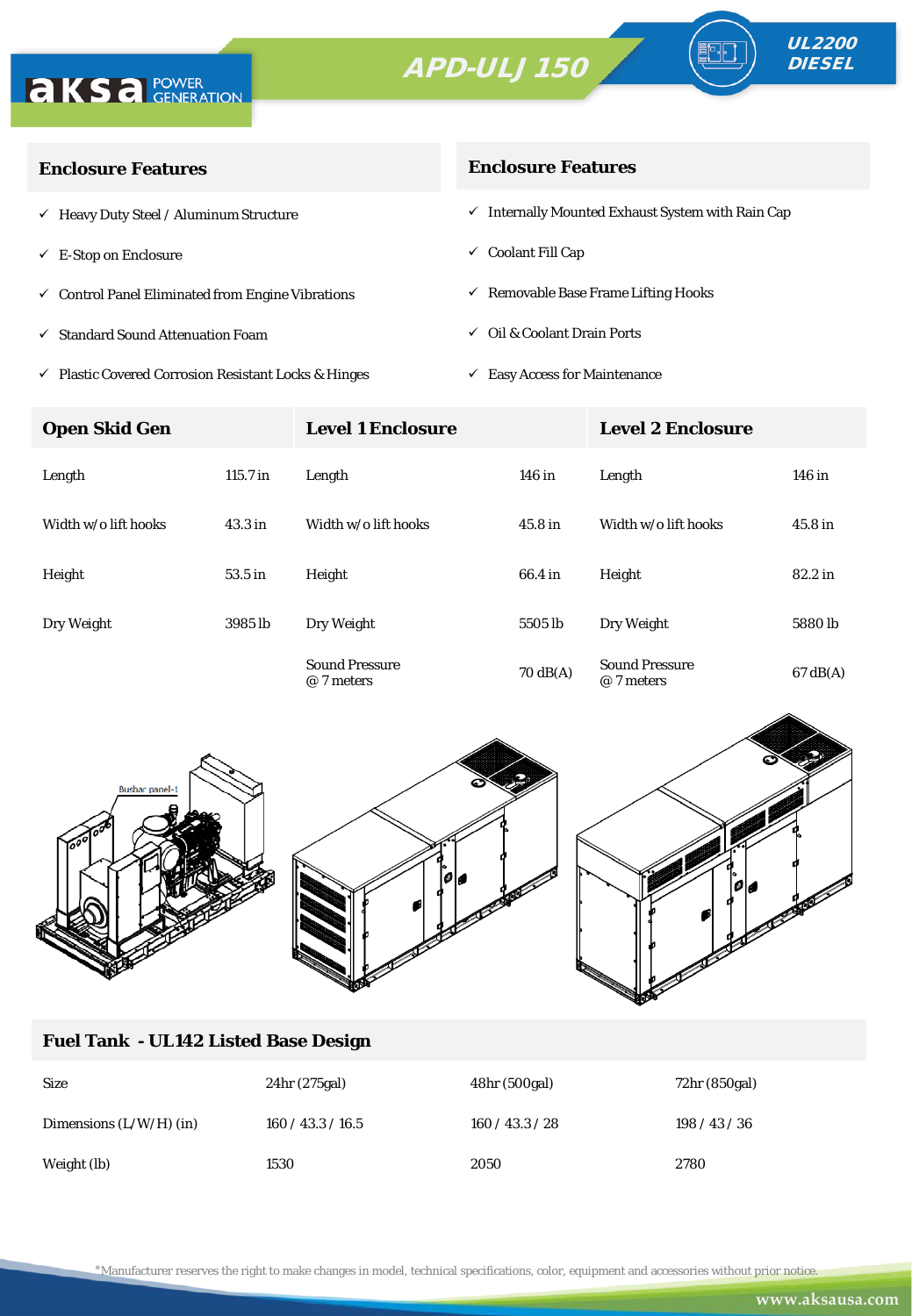# APD-ULJ 150

**UL2200 DIESEL**

## Enclosure Features

- ✓ Heavy Duty Steel / Aluminum Structure
- ✓ E-Stop on Enclosure
- ✓ Control Panel Eliminated from Engine Vibrations
- ✓ Standard Sound Attenuation Foam
- ✓ Plastic Covered Corrosion Resistant Locks & Hinges

## Enclosure Features

- ✓ Internally Mounted Exhaust System with Rain Cap
- ✓ Coolant Fill Cap
- ✓ Removable Base Frame Lifting Hooks
- ✓ Oil & Coolant Drain Ports
- ✓ Easy Access for Maintenance

| Open Skid Gen | | Level 1 Enclosure | | Level 2 Enclosure | |
|---|---|---|---|---|---|
| Length | 115.7 in | Length | 146 in | Length | 146 in |
| Width w/o lift hooks | 43.3 in | Width w/o lift hooks | 45.8 in | Width w/o lift hooks | 45.8 in |
| Height | 53.5 in | Height | 66.4 in | Height | 82.2 in |
| Dry Weight | 3985 lb | Dry Weight | 5505 lb | Dry Weight | 5880 lb |
| | | Sound Pressure @ 7 meters | 70 dB(A) | Sound Pressure @ 7 meters | 67 dB(A) |

## Fuel Tank - UL142 Listed Base Design

| Size | 24hr (275gal) | 48hr (500gal) | 72hr (850gal) |
|---|---|---|---|
| Dimensions (L/W/H) (in) | 160 / 43.3 / 16.5 | 160 / 43.3 / 28 | 198 / 43 / 36 |
| Weight (lb) | 1530 | 2050 | 2780 |

*Manufacturer reserves the right to make changes in model, technical specifications, color, equipment and accessories without prior notice.

www.aksausa.com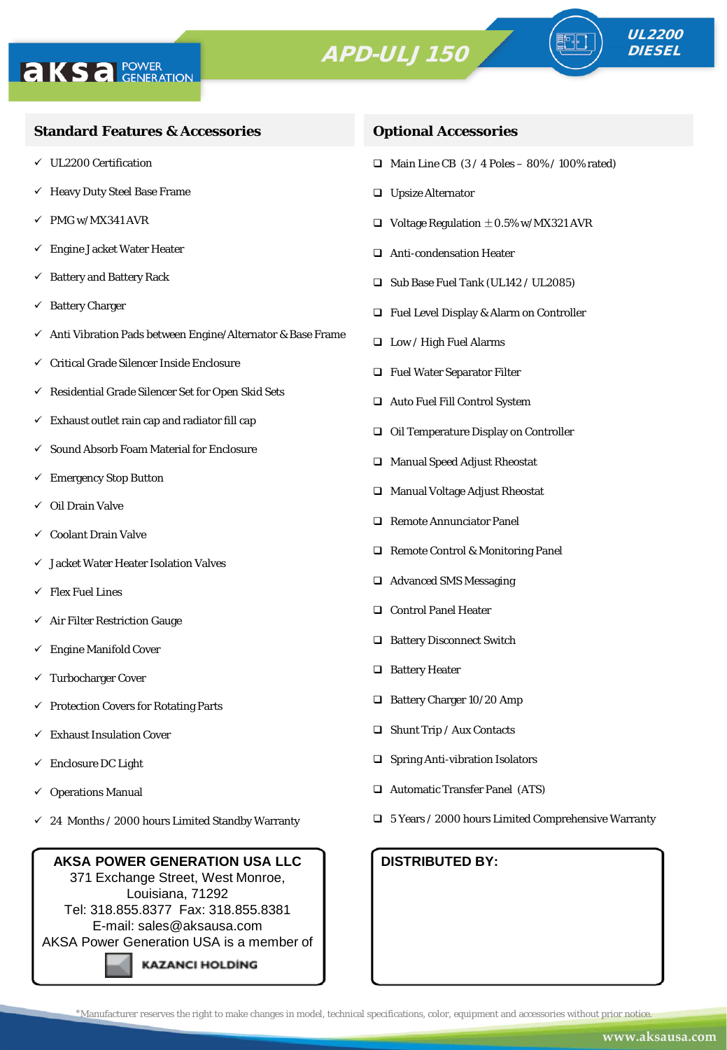aksa POWER GENERATION

# APD-ULJ 150

UL2200 DIESEL

## Standard Features & Accessories

- ✓ UL2200 Certification
- ✓ Heavy Duty Steel Base Frame
- ✓ PMG w/MX341 AVR
- ✓ Engine Jacket Water Heater
- ✓ Battery and Battery Rack
- ✓ Battery Charger
- ✓ Anti Vibration Pads between Engine/Alternator & Base Frame
- ✓ Critical Grade Silencer Inside Enclosure
- ✓ Residential Grade Silencer Set for Open Skid Sets
- ✓ Exhaust outlet rain cap and radiator fill cap
- ✓ Sound Absorb Foam Material for Enclosure
- ✓ Emergency Stop Button
- ✓ Oil Drain Valve
- ✓ Coolant Drain Valve
- ✓ Jacket Water Heater Isolation Valves
- ✓ Flex Fuel Lines
- ✓ Air Filter Restriction Gauge
- ✓ Engine Manifold Cover
- ✓ Turbocharger Cover
- ✓ Protection Covers for Rotating Parts
- ✓ Exhaust Insulation Cover
- ✓ Enclosure DC Light
- ✓ Operations Manual
- ✓ 24 Months / 2000 hours Limited Standby Warranty

## Optional Accessories

- ❑ Main Line CB (3 / 4 Poles – 80% / 100% rated)
- ❑ Upsize Alternator
- ❑ Voltage Regulation ±0.5% w/MX321 AVR
- ❑ Anti-condensation Heater
- ❑ Sub Base Fuel Tank (UL142 / UL2085)
- ❑ Fuel Level Display & Alarm on Controller
- ❑ Low / High Fuel Alarms
- ❑ Fuel Water Separator Filter
- ❑ Auto Fuel Fill Control System
- ❑ Oil Temperature Display on Controller
- ❑ Manual Speed Adjust Rheostat
- ❑ Manual Voltage Adjust Rheostat
- ❑ Remote Annunciator Panel
- ❑ Remote Control & Monitoring Panel
- ❑ Advanced SMS Messaging
- ❑ Control Panel Heater
- ❑ Battery Disconnect Switch
- ❑ Battery Heater
- ❑ Battery Charger 10/20 Amp
- ❑ Shunt Trip / Aux Contacts
- ❑ Spring Anti-vibration Isolators
- ❑ Automatic Transfer Panel (ATS)
- ❑ 5 Years / 2000 hours Limited Comprehensive Warranty

**AKSA POWER GENERATION USA LLC**
371 Exchange Street, West Monroe,
Louisiana, 71292
Tel: 318.855.8377 Fax: 318.855.8381
E-mail: sales@aksausa.com
AKSA Power Generation USA is a member of
KAZANCI HOLDİNG

**DISTRIBUTED BY:**

*Manufacturer reserves the right to make changes in model, technical specifications, color, equipment and accessories without prior notice.

www.aksausa.com